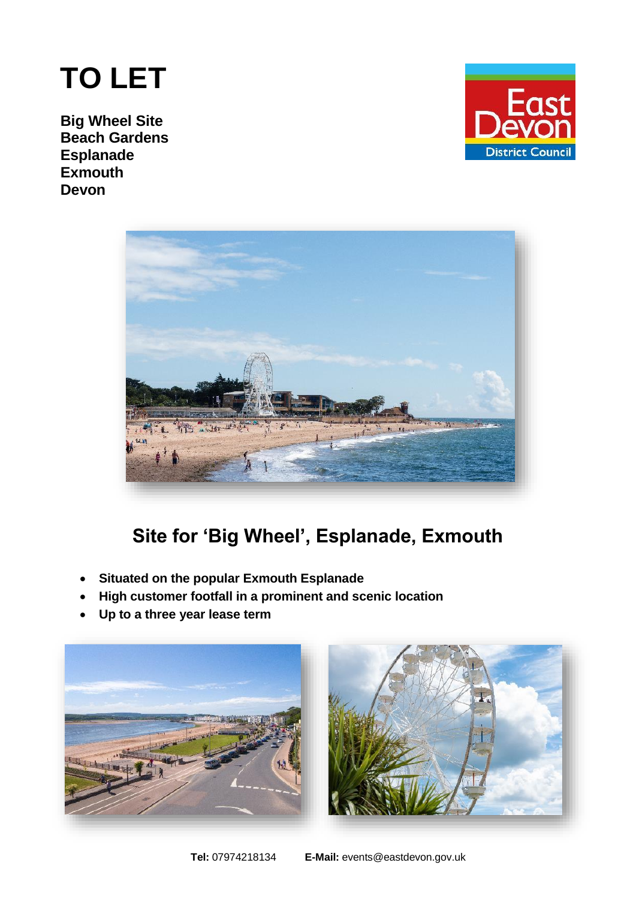# TO LET

**Big Wheel Site**
**Beach Gardens**
**Esplanade**
**Exmouth**
**Devon**

East Devon District Council

## Site for 'Big Wheel', Esplanade, Exmouth

- **Situated on the popular Exmouth Esplanade**
- **High customer footfall in a prominent and scenic location**
- **Up to a three year lease term**

**Tel:** 07974218134 **E-Mail:** events@eastdevon.gov.uk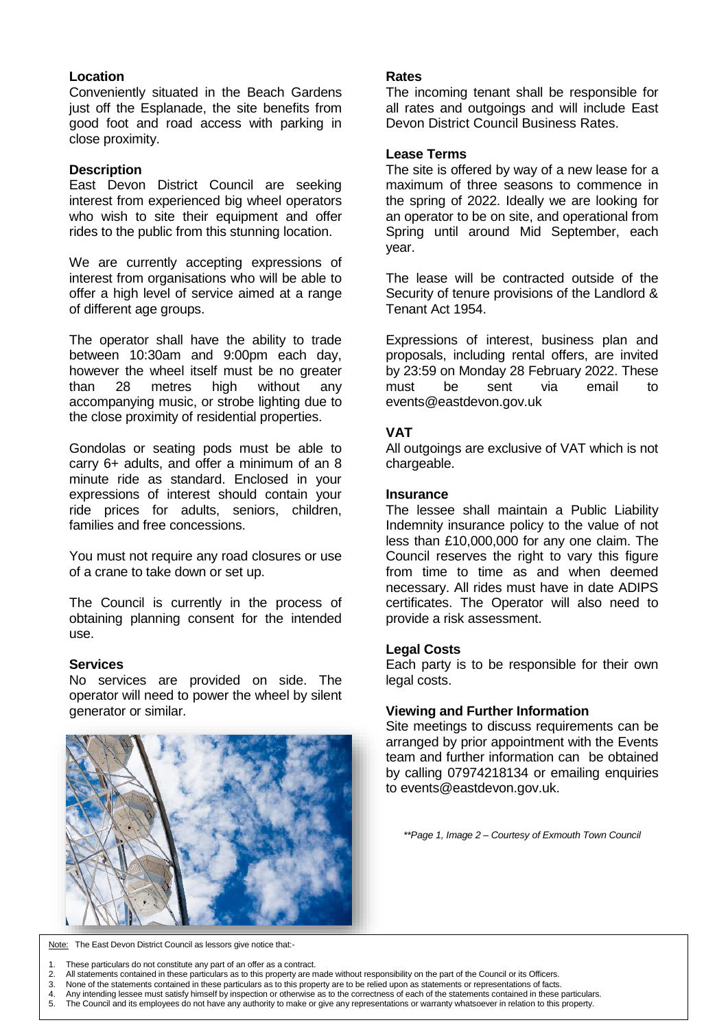## Location

Conveniently situated in the Beach Gardens just off the Esplanade, the site benefits from good foot and road access with parking in close proximity.

## Description

East Devon District Council are seeking interest from experienced big wheel operators who wish to site their equipment and offer rides to the public from this stunning location.

We are currently accepting expressions of interest from organisations who will be able to offer a high level of service aimed at a range of different age groups.

The operator shall have the ability to trade between 10:30am and 9:00pm each day, however the wheel itself must be no greater than 28 metres high without any accompanying music, or strobe lighting due to the close proximity of residential properties.

Gondolas or seating pods must be able to carry 6+ adults, and offer a minimum of an 8 minute ride as standard. Enclosed in your expressions of interest should contain your ride prices for adults, seniors, children, families and free concessions.

You must not require any road closures or use of a crane to take down or set up.

The Council is currently in the process of obtaining planning consent for the intended use.

## Services

No services are provided on side. The operator will need to power the wheel by silent generator or similar.

## Rates

The incoming tenant shall be responsible for all rates and outgoings and will include East Devon District Council Business Rates.

## Lease Terms

The site is offered by way of a new lease for a maximum of three seasons to commence in the spring of 2022. Ideally we are looking for an operator to be on site, and operational from Spring until around Mid September, each year.

The lease will be contracted outside of the Security of tenure provisions of the Landlord & Tenant Act 1954.

Expressions of interest, business plan and proposals, including rental offers, are invited by 23:59 on Monday 28 February 2022. These must be sent via email to events@eastdevon.gov.uk

## VAT

All outgoings are exclusive of VAT which is not chargeable.

## Insurance

The lessee shall maintain a Public Liability Indemnity insurance policy to the value of not less than £10,000,000 for any one claim. The Council reserves the right to vary this figure from time to time as and when deemed necessary. All rides must have in date ADIPS certificates. The Operator will also need to provide a risk assessment.

## Legal Costs

Each party is to be responsible for their own legal costs.

## Viewing and Further Information

Site meetings to discuss requirements can be arranged by prior appointment with the Events team and further information can be obtained by calling 07974218134 or emailing enquiries to events@eastdevon.gov.uk.

*\*\*Page 1, Image 2 – Courtesy of Exmouth Town Council*

Note: The East Devon District Council as lessors give notice that:-

1. These particulars do not constitute any part of an offer as a contract.
2. All statements contained in these particulars as to this property are made without responsibility on the part of the Council or its Officers.
3. None of the statements contained in these particulars as to this property are to be relied upon as statements or representations of facts.
4. Any intending lessee must satisfy himself by inspection or otherwise as to the correctness of each of the statements contained in these particulars.
5. The Council and its employees do not have any authority to make or give any representations or warranty whatsoever in relation to this property.